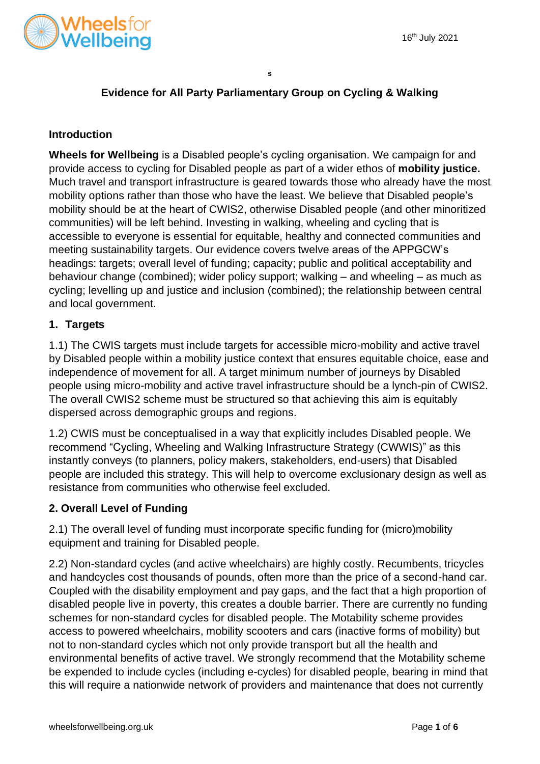16th July 2021

s

# Evidence for All Party Parliamentary Group on Cycling & Walking

## Introduction

**Wheels for Wellbeing** is a Disabled people's cycling organisation. We campaign for and provide access to cycling for Disabled people as part of a wider ethos of **mobility justice.** Much travel and transport infrastructure is geared towards those who already have the most mobility options rather than those who have the least. We believe that Disabled people's mobility should be at the heart of CWIS2, otherwise Disabled people (and other minoritized communities) will be left behind. Investing in walking, wheeling and cycling that is accessible to everyone is essential for equitable, healthy and connected communities and meeting sustainability targets. Our evidence covers twelve areas of the APPGCW's headings: targets; overall level of funding; capacity; public and political acceptability and behaviour change (combined); wider policy support; walking – and wheeling – as much as cycling; levelling up and justice and inclusion (combined); the relationship between central and local government.

## 1. Targets

1.1) The CWIS targets must include targets for accessible micro-mobility and active travel by Disabled people within a mobility justice context that ensures equitable choice, ease and independence of movement for all. A target minimum number of journeys by Disabled people using micro-mobility and active travel infrastructure should be a lynch-pin of CWIS2. The overall CWIS2 scheme must be structured so that achieving this aim is equitably dispersed across demographic groups and regions.

1.2) CWIS must be conceptualised in a way that explicitly includes Disabled people. We recommend "Cycling, Wheeling and Walking Infrastructure Strategy (CWWIS)" as this instantly conveys (to planners, policy makers, stakeholders, end-users) that Disabled people are included this strategy. This will help to overcome exclusionary design as well as resistance from communities who otherwise feel excluded.

## 2. Overall Level of Funding

2.1) The overall level of funding must incorporate specific funding for (micro)mobility equipment and training for Disabled people.

2.2) Non-standard cycles (and active wheelchairs) are highly costly. Recumbents, tricycles and handcycles cost thousands of pounds, often more than the price of a second-hand car. Coupled with the disability employment and pay gaps, and the fact that a high proportion of disabled people live in poverty, this creates a double barrier. There are currently no funding schemes for non-standard cycles for disabled people. The Motability scheme provides access to powered wheelchairs, mobility scooters and cars (inactive forms of mobility) but not to non-standard cycles which not only provide transport but all the health and environmental benefits of active travel. We strongly recommend that the Motability scheme be expended to include cycles (including e-cycles) for disabled people, bearing in mind that this will require a nationwide network of providers and maintenance that does not currently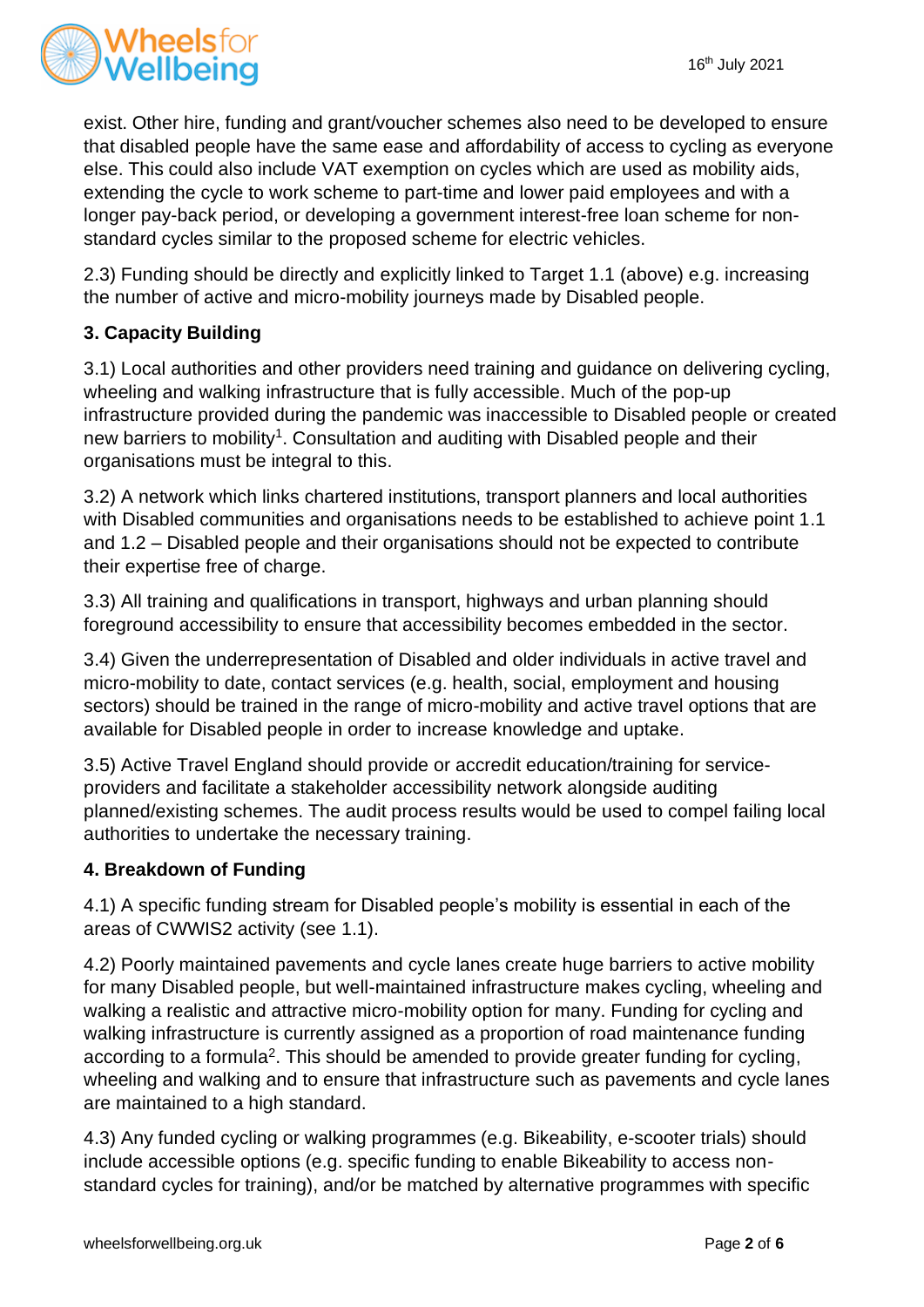exist. Other hire, funding and grant/voucher schemes also need to be developed to ensure that disabled people have the same ease and affordability of access to cycling as everyone else. This could also include VAT exemption on cycles which are used as mobility aids, extending the cycle to work scheme to part-time and lower paid employees and with a longer pay-back period, or developing a government interest-free loan scheme for non-standard cycles similar to the proposed scheme for electric vehicles.

2.3) Funding should be directly and explicitly linked to Target 1.1 (above) e.g. increasing the number of active and micro-mobility journeys made by Disabled people.

**3. Capacity Building**

3.1) Local authorities and other providers need training and guidance on delivering cycling, wheeling and walking infrastructure that is fully accessible. Much of the pop-up infrastructure provided during the pandemic was inaccessible to Disabled people or created new barriers to mobility[1]. Consultation and auditing with Disabled people and their organisations must be integral to this.

3.2) A network which links chartered institutions, transport planners and local authorities with Disabled communities and organisations needs to be established to achieve point 1.1 and 1.2 – Disabled people and their organisations should not be expected to contribute their expertise free of charge.

3.3) All training and qualifications in transport, highways and urban planning should foreground accessibility to ensure that accessibility becomes embedded in the sector.

3.4) Given the underrepresentation of Disabled and older individuals in active travel and micro-mobility to date, contact services (e.g. health, social, employment and housing sectors) should be trained in the range of micro-mobility and active travel options that are available for Disabled people in order to increase knowledge and uptake.

3.5) Active Travel England should provide or accredit education/training for service-providers and facilitate a stakeholder accessibility network alongside auditing planned/existing schemes. The audit process results would be used to compel failing local authorities to undertake the necessary training.

**4. Breakdown of Funding**

4.1) A specific funding stream for Disabled people's mobility is essential in each of the areas of CWWIS2 activity (see 1.1).

4.2) Poorly maintained pavements and cycle lanes create huge barriers to active mobility for many Disabled people, but well-maintained infrastructure makes cycling, wheeling and walking a realistic and attractive micro-mobility option for many. Funding for cycling and walking infrastructure is currently assigned as a proportion of road maintenance funding according to a formula[2]. This should be amended to provide greater funding for cycling, wheeling and walking and to ensure that infrastructure such as pavements and cycle lanes are maintained to a high standard.

4.3) Any funded cycling or walking programmes (e.g. Bikeability, e-scooter trials) should include accessible options (e.g. specific funding to enable Bikeability to access non-standard cycles for training), and/or be matched by alternative programmes with specific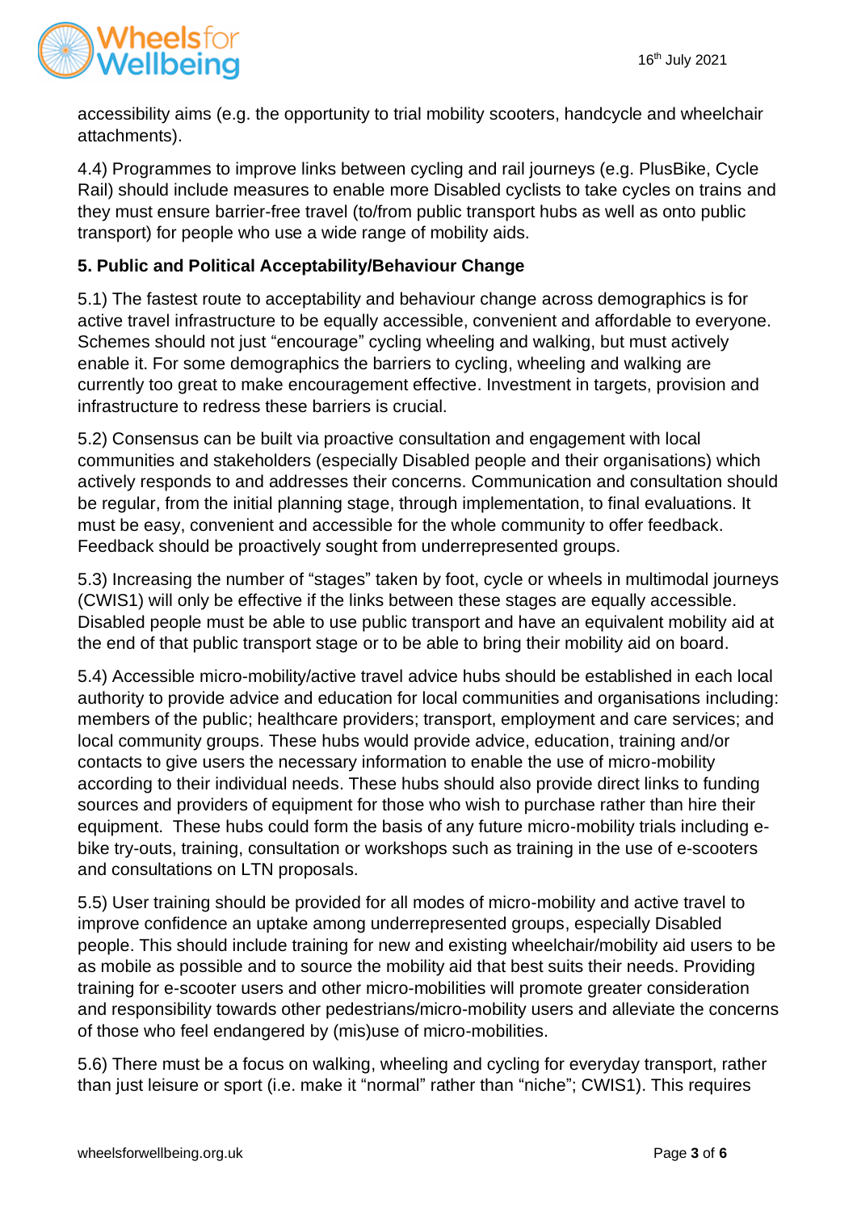accessibility aims (e.g. the opportunity to trial mobility scooters, handcycle and wheelchair attachments).

4.4) Programmes to improve links between cycling and rail journeys (e.g. PlusBike, Cycle Rail) should include measures to enable more Disabled cyclists to take cycles on trains and they must ensure barrier-free travel (to/from public transport hubs as well as onto public transport) for people who use a wide range of mobility aids.

### 5. Public and Political Acceptability/Behaviour Change

5.1) The fastest route to acceptability and behaviour change across demographics is for active travel infrastructure to be equally accessible, convenient and affordable to everyone. Schemes should not just "encourage" cycling wheeling and walking, but must actively enable it. For some demographics the barriers to cycling, wheeling and walking are currently too great to make encouragement effective. Investment in targets, provision and infrastructure to redress these barriers is crucial.

5.2) Consensus can be built via proactive consultation and engagement with local communities and stakeholders (especially Disabled people and their organisations) which actively responds to and addresses their concerns. Communication and consultation should be regular, from the initial planning stage, through implementation, to final evaluations. It must be easy, convenient and accessible for the whole community to offer feedback. Feedback should be proactively sought from underrepresented groups.

5.3) Increasing the number of "stages" taken by foot, cycle or wheels in multimodal journeys (CWIS1) will only be effective if the links between these stages are equally accessible. Disabled people must be able to use public transport and have an equivalent mobility aid at the end of that public transport stage or to be able to bring their mobility aid on board.

5.4) Accessible micro-mobility/active travel advice hubs should be established in each local authority to provide advice and education for local communities and organisations including: members of the public; healthcare providers; transport, employment and care services; and local community groups. These hubs would provide advice, education, training and/or contacts to give users the necessary information to enable the use of micro-mobility according to their individual needs. These hubs should also provide direct links to funding sources and providers of equipment for those who wish to purchase rather than hire their equipment. These hubs could form the basis of any future micro-mobility trials including e-bike try-outs, training, consultation or workshops such as training in the use of e-scooters and consultations on LTN proposals.

5.5) User training should be provided for all modes of micro-mobility and active travel to improve confidence an uptake among underrepresented groups, especially Disabled people. This should include training for new and existing wheelchair/mobility aid users to be as mobile as possible and to source the mobility aid that best suits their needs. Providing training for e-scooter users and other micro-mobilities will promote greater consideration and responsibility towards other pedestrians/micro-mobility users and alleviate the concerns of those who feel endangered by (mis)use of micro-mobilities.

5.6) There must be a focus on walking, wheeling and cycling for everyday transport, rather than just leisure or sport (i.e. make it "normal" rather than "niche"; CWIS1). This requires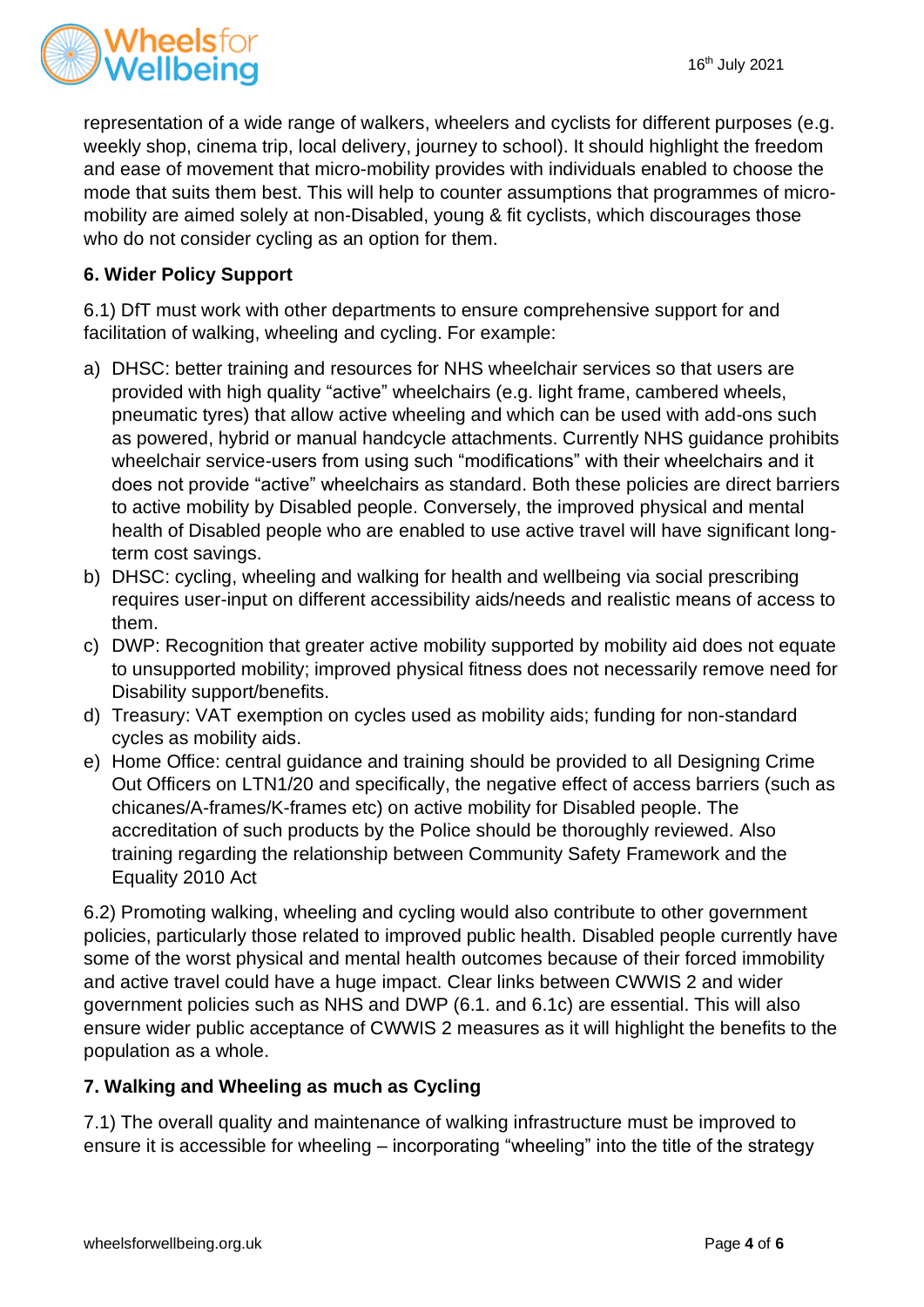representation of a wide range of walkers, wheelers and cyclists for different purposes (e.g. weekly shop, cinema trip, local delivery, journey to school). It should highlight the freedom and ease of movement that micro-mobility provides with individuals enabled to choose the mode that suits them best. This will help to counter assumptions that programmes of micro-mobility are aimed solely at non-Disabled, young & fit cyclists, which discourages those who do not consider cycling as an option for them.

**6. Wider Policy Support**

6.1) DfT must work with other departments to ensure comprehensive support for and facilitation of walking, wheeling and cycling. For example:

a) DHSC: better training and resources for NHS wheelchair services so that users are provided with high quality "active" wheelchairs (e.g. light frame, cambered wheels, pneumatic tyres) that allow active wheeling and which can be used with add-ons such as powered, hybrid or manual handcycle attachments. Currently NHS guidance prohibits wheelchair service-users from using such "modifications" with their wheelchairs and it does not provide "active" wheelchairs as standard. Both these policies are direct barriers to active mobility by Disabled people. Conversely, the improved physical and mental health of Disabled people who are enabled to use active travel will have significant long-term cost savings.
b) DHSC: cycling, wheeling and walking for health and wellbeing via social prescribing requires user-input on different accessibility aids/needs and realistic means of access to them.
c) DWP: Recognition that greater active mobility supported by mobility aid does not equate to unsupported mobility; improved physical fitness does not necessarily remove need for Disability support/benefits.
d) Treasury: VAT exemption on cycles used as mobility aids; funding for non-standard cycles as mobility aids.
e) Home Office: central guidance and training should be provided to all Designing Crime Out Officers on LTN1/20 and specifically, the negative effect of access barriers (such as chicanes/A-frames/K-frames etc) on active mobility for Disabled people. The accreditation of such products by the Police should be thoroughly reviewed. Also training regarding the relationship between Community Safety Framework and the Equality 2010 Act

6.2) Promoting walking, wheeling and cycling would also contribute to other government policies, particularly those related to improved public health. Disabled people currently have some of the worst physical and mental health outcomes because of their forced immobility and active travel could have a huge impact. Clear links between CWWIS 2 and wider government policies such as NHS and DWP (6.1. and 6.1c) are essential. This will also ensure wider public acceptance of CWWIS 2 measures as it will highlight the benefits to the population as a whole.

**7. Walking and Wheeling as much as Cycling**

7.1) The overall quality and maintenance of walking infrastructure must be improved to ensure it is accessible for wheeling – incorporating "wheeling" into the title of the strategy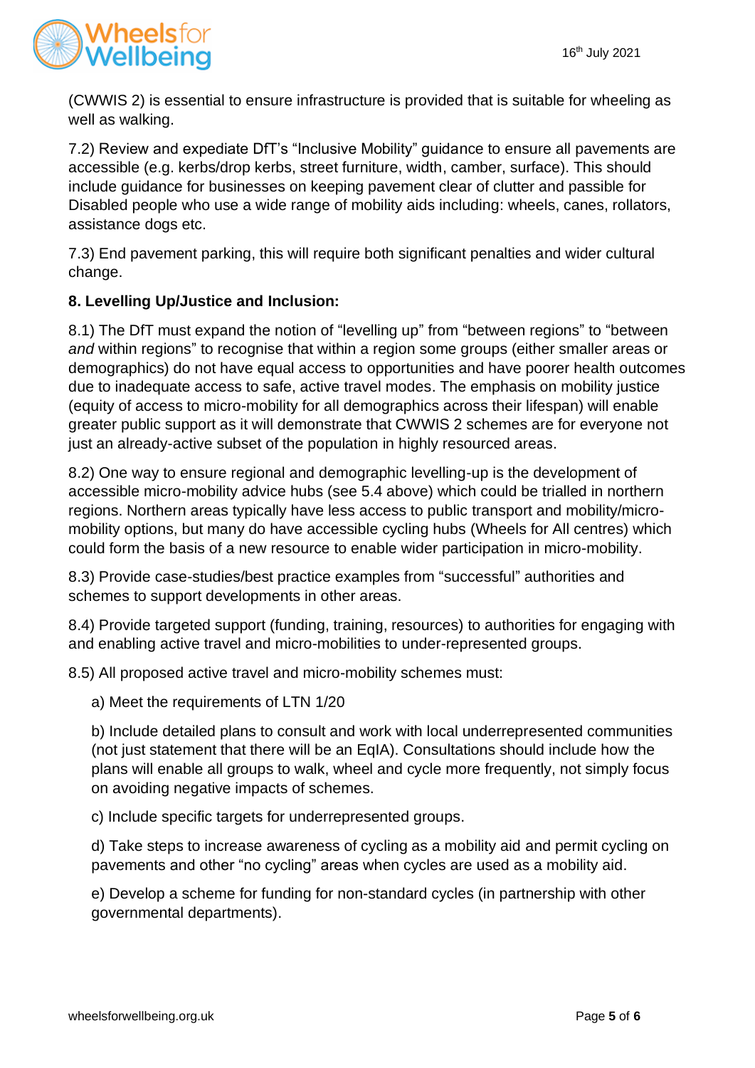(CWWIS 2) is essential to ensure infrastructure is provided that is suitable for wheeling as well as walking.

7.2) Review and expedite DfT's "Inclusive Mobility" guidance to ensure all pavements are accessible (e.g. kerbs/drop kerbs, street furniture, width, camber, surface). This should include guidance for businesses on keeping pavement clear of clutter and passible for Disabled people who use a wide range of mobility aids including: wheels, canes, rollators, assistance dogs etc.

7.3) End pavement parking, this will require both significant penalties and wider cultural change.

**8. Levelling Up/Justice and Inclusion:**

8.1) The DfT must expand the notion of "levelling up" from "between regions" to "between *and* within regions" to recognise that within a region some groups (either smaller areas or demographics) do not have equal access to opportunities and have poorer health outcomes due to inadequate access to safe, active travel modes. The emphasis on mobility justice (equity of access to micro-mobility for all demographics across their lifespan) will enable greater public support as it will demonstrate that CWWIS 2 schemes are for everyone not just an already-active subset of the population in highly resourced areas.

8.2) One way to ensure regional and demographic levelling-up is the development of accessible micro-mobility advice hubs (see 5.4 above) which could be trialled in northern regions. Northern areas typically have less access to public transport and mobility/micro-mobility options, but many do have accessible cycling hubs (Wheels for All centres) which could form the basis of a new resource to enable wider participation in micro-mobility.

8.3) Provide case-studies/best practice examples from "successful" authorities and schemes to support developments in other areas.

8.4) Provide targeted support (funding, training, resources) to authorities for engaging with and enabling active travel and micro-mobilities to under-represented groups.

8.5) All proposed active travel and micro-mobility schemes must:

a) Meet the requirements of LTN 1/20

b) Include detailed plans to consult and work with local underrepresented communities (not just statement that there will be an EqIA). Consultations should include how the plans will enable all groups to walk, wheel and cycle more frequently, not simply focus on avoiding negative impacts of schemes.

c) Include specific targets for underrepresented groups.

d) Take steps to increase awareness of cycling as a mobility aid and permit cycling on pavements and other "no cycling" areas when cycles are used as a mobility aid.

e) Develop a scheme for funding for non-standard cycles (in partnership with other governmental departments).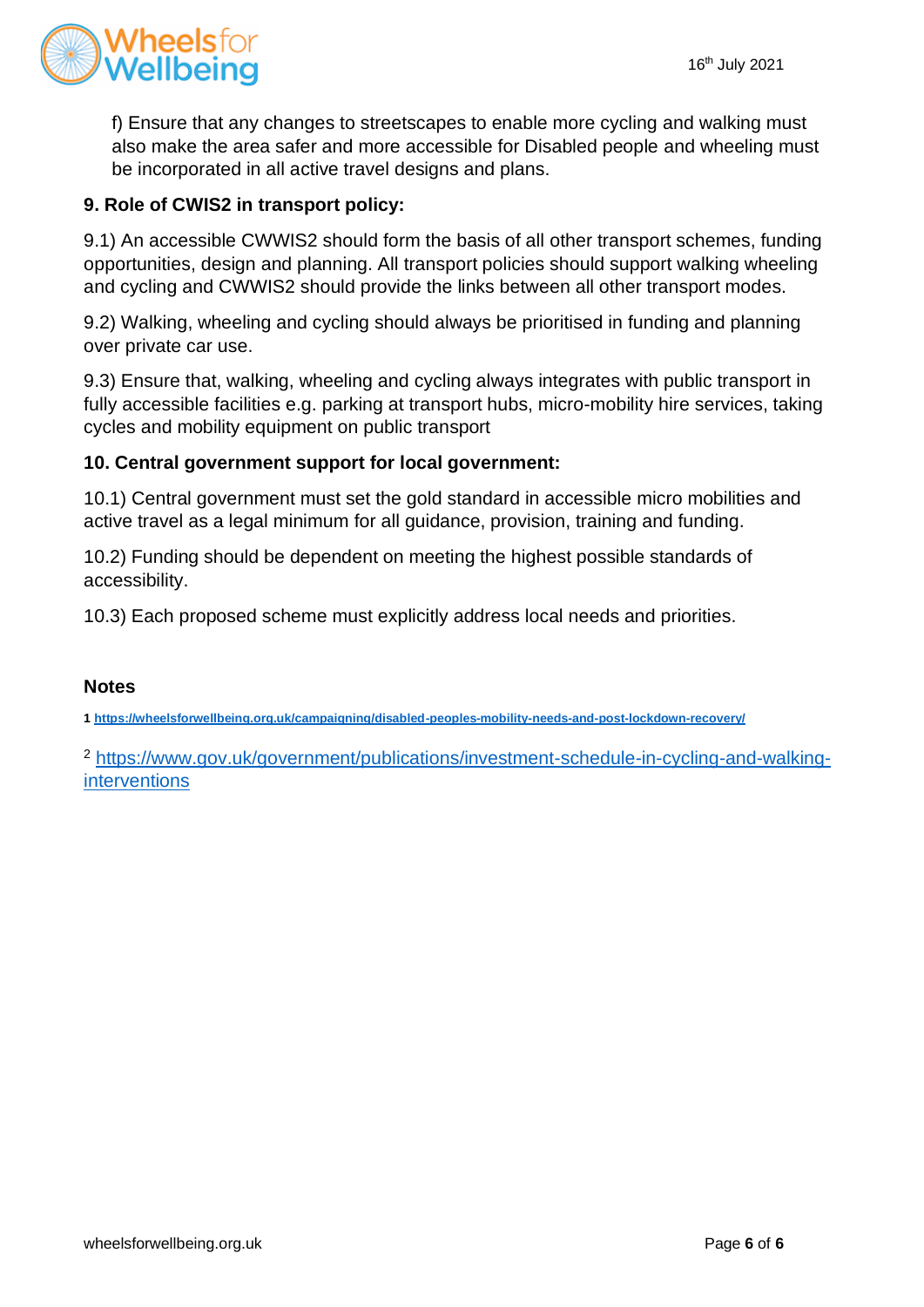f) Ensure that any changes to streetscapes to enable more cycling and walking must also make the area safer and more accessible for Disabled people and wheeling must be incorporated in all active travel designs and plans.

**9. Role of CWIS2 in transport policy:**

9.1) An accessible CWWIS2 should form the basis of all other transport schemes, funding opportunities, design and planning. All transport policies should support walking wheeling and cycling and CWWIS2 should provide the links between all other transport modes.

9.2) Walking, wheeling and cycling should always be prioritised in funding and planning over private car use.

9.3) Ensure that, walking, wheeling and cycling always integrates with public transport in fully accessible facilities e.g. parking at transport hubs, micro-mobility hire services, taking cycles and mobility equipment on public transport

**10. Central government support for local government:**

10.1) Central government must set the gold standard in accessible micro mobilities and active travel as a legal minimum for all guidance, provision, training and funding.

10.2) Funding should be dependent on meeting the highest possible standards of accessibility.

10.3) Each proposed scheme must explicitly address local needs and priorities.

**Notes**

[1] https://wheelsforwellbeing.org.uk/campaigning/disabled-peoples-mobility-needs-and-post-lockdown-recovery/

[2] https://www.gov.uk/government/publications/investment-schedule-in-cycling-and-walking-interventions